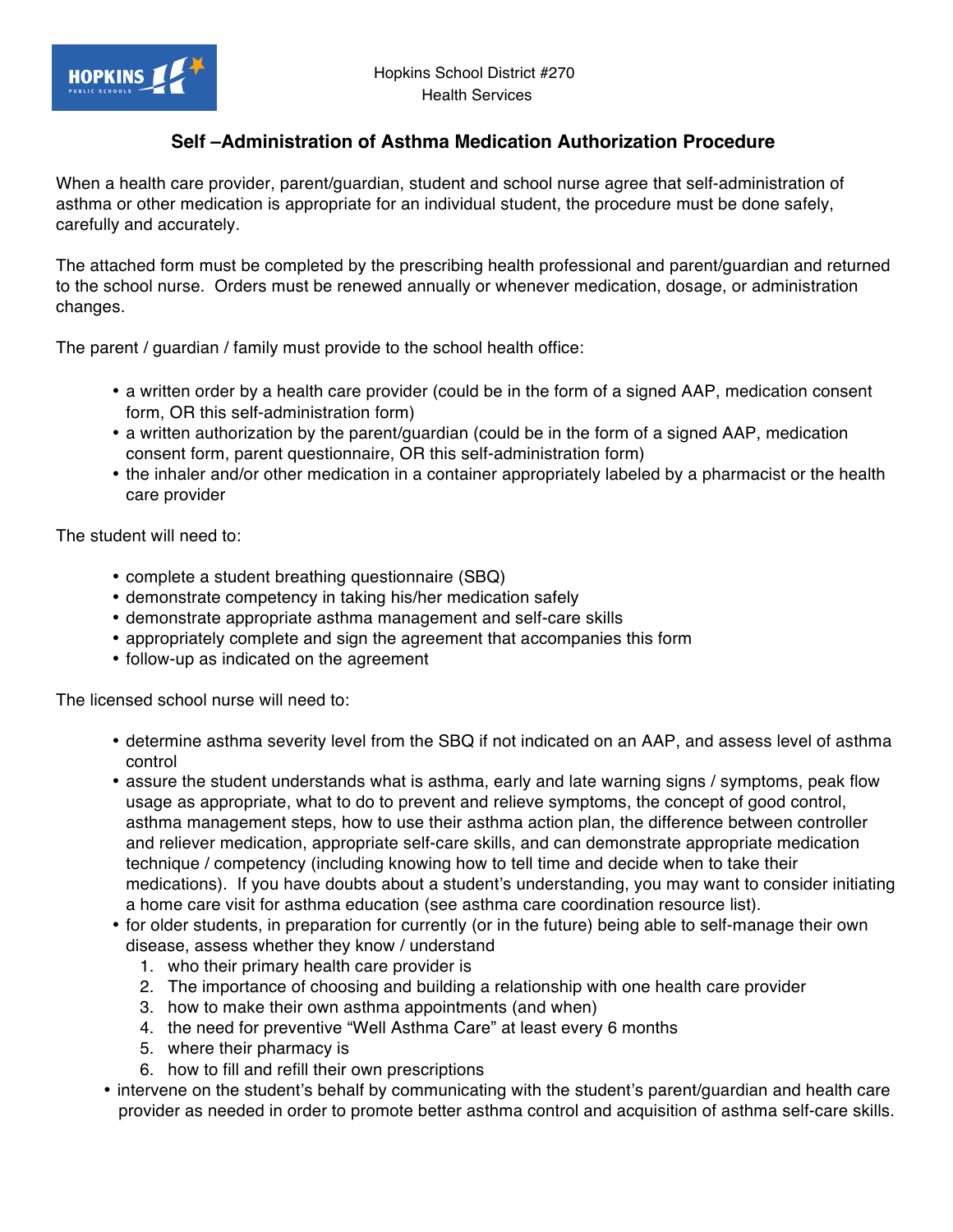Hopkins School District #270
Health Services

# Self –Administration of Asthma Medication Authorization Procedure

When a health care provider, parent/guardian, student and school nurse agree that self-administration of asthma or other medication is appropriate for an individual student, the procedure must be done safely, carefully and accurately.

The attached form must be completed by the prescribing health professional and parent/guardian and returned to the school nurse. Orders must be renewed annually or whenever medication, dosage, or administration changes.

The parent / guardian / family must provide to the school health office:

- a written order by a health care provider (could be in the form of a signed AAP, medication consent form, OR this self-administration form)
- a written authorization by the parent/guardian (could be in the form of a signed AAP, medication consent form, parent questionnaire, OR this self-administration form)
- the inhaler and/or other medication in a container appropriately labeled by a pharmacist or the health care provider

The student will need to:

- complete a student breathing questionnaire (SBQ)
- demonstrate competency in taking his/her medication safely
- demonstrate appropriate asthma management and self-care skills
- appropriately complete and sign the agreement that accompanies this form
- follow-up as indicated on the agreement

The licensed school nurse will need to:

- determine asthma severity level from the SBQ if not indicated on an AAP, and assess level of asthma control
- assure the student understands what is asthma, early and late warning signs / symptoms, peak flow usage as appropriate, what to do to prevent and relieve symptoms, the concept of good control, asthma management steps, how to use their asthma action plan, the difference between controller and reliever medication, appropriate self-care skills, and can demonstrate appropriate medication technique / competency (including knowing how to tell time and decide when to take their medications). If you have doubts about a student's understanding, you may want to consider initiating a home care visit for asthma education (see asthma care coordination resource list).
- for older students, in preparation for currently (or in the future) being able to self-manage their own disease, assess whether they know / understand
  1. who their primary health care provider is
  2. The importance of choosing and building a relationship with one health care provider
  3. how to make their own asthma appointments (and when)
  4. the need for preventive "Well Asthma Care" at least every 6 months
  5. where their pharmacy is
  6. how to fill and refill their own prescriptions
- intervene on the student's behalf by communicating with the student's parent/guardian and health care provider as needed in order to promote better asthma control and acquisition of asthma self-care skills.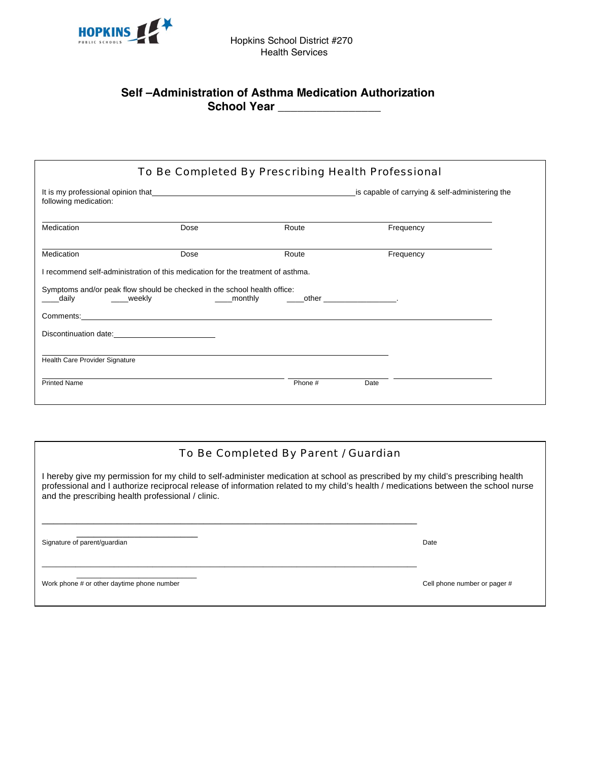Hopkins School District #270
Health Services

# Self –Administration of Asthma Medication Authorization
## School Year ________________

### To Be Completed By Prescribing Health Professional

It is my professional opinion that ______________________________________ is capable of carrying & self-administering the following medication:

| Medication | Dose | Route | Frequency |
|---|---|---|---|
| | | | |

| Medication | Dose | Route | Frequency |
|---|---|---|---|
| | | | |

I recommend self-administration of this medication for the treatment of asthma.

Symptoms and/or peak flow should be checked in the school health office:
____daily ____weekly ____monthly ____other ________________.

Comments:______________________________________________________________

Discontinuation date:_______________________

_______________________________________________
Health Care Provider Signature

_______________________________ ____________ ____________
Printed Name Phone # Date

### To Be Completed By Parent / Guardian

I hereby give my permission for my child to self-administer medication at school as prescribed by my child's prescribing health professional and I authorize reciprocal release of information related to my child's health / medications between the school nurse and the prescribing health professional / clinic.

_______________________________________________ ____________
Signature of parent/guardian Date

_______________________________________________ ____________
Work phone # or other daytime phone number Cell phone number or pager #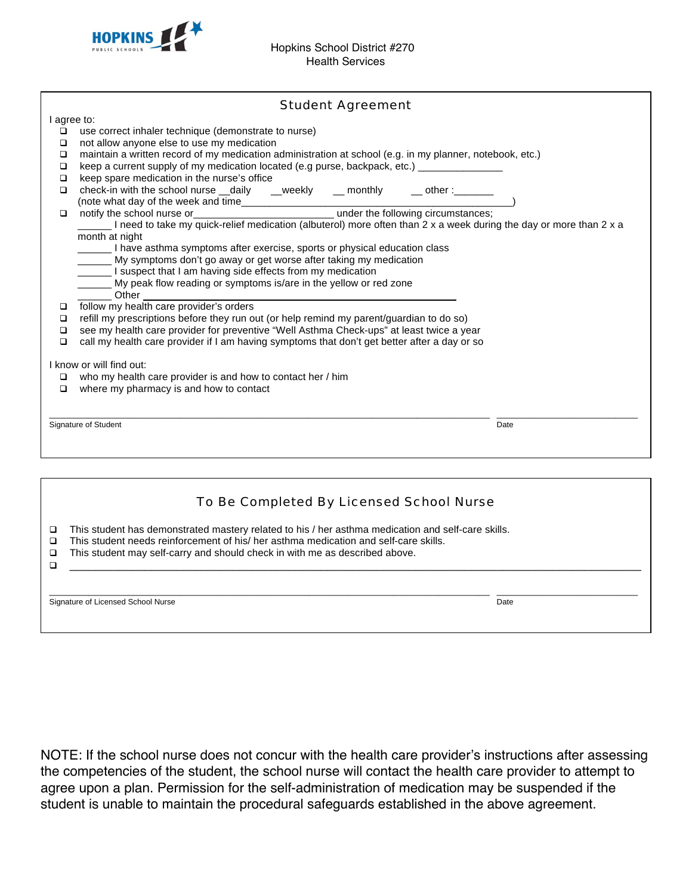Hopkins School District #270
Health Services

## Student Agreement

I agree to:

- ❑ use correct inhaler technique (demonstrate to nurse)
- ❑ not allow anyone else to use my medication
- ❑ maintain a written record of my medication administration at school (e.g. in my planner, notebook, etc.)
- ❑ keep a current supply of my medication located (e.g purse, backpack, etc.) _______________
- ❑ keep spare medication in the nurse's office
- ❑ check-in with the school nurse __daily __weekly __ monthly __ other :_______ (note what day of the week and time_______________________________________________)
- ❑ notify the school nurse or_________________________ under the following circumstances;
  - ______ I need to take my quick-relief medication (albuterol) more often than 2 x a week during the day or more than 2 x a month at night
  - ______ I have asthma symptoms after exercise, sports or physical education class
  - ______ My symptoms don't go away or get worse after taking my medication
  - ______ I suspect that I am having side effects from my medication
  - ______ My peak flow reading or symptoms is/are in the yellow or red zone
  - ______ Other ___________________________________________
- ❑ follow my health care provider's orders
- ❑ refill my prescriptions before they run out (or help remind my parent/guardian to do so)
- ❑ see my health care provider for preventive "Well Asthma Check-ups" at least twice a year
- ❑ call my health care provider if I am having symptoms that don't get better after a day or so

I know or will find out:

- ❑ who my health care provider is and how to contact her / him
- ❑ where my pharmacy is and how to contact

_______________________________________________ ___________________

Signature of Student Date

## To Be Completed By Licensed School Nurse

- ❑ This student has demonstrated mastery related to his / her asthma medication and self-care skills.
- ❑ This student needs reinforcement of his/ her asthma medication and self-care skills.
- ❑ This student may self-carry and should check in with me as described above.
- ❑ _____________________________________________________________________________

_______________________________________________ ___________________

Signature of Licensed School Nurse Date

NOTE: If the school nurse does not concur with the health care provider's instructions after assessing the competencies of the student, the school nurse will contact the health care provider to attempt to agree upon a plan. Permission for the self-administration of medication may be suspended if the student is unable to maintain the procedural safeguards established in the above agreement.